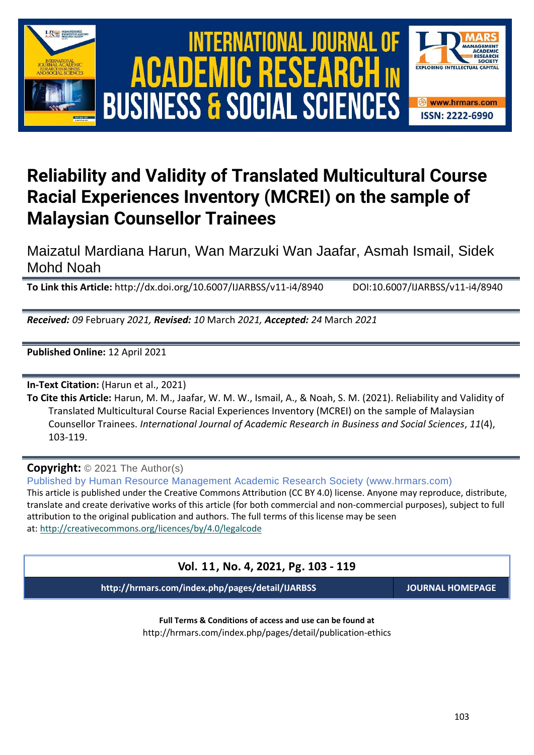# Reliability and Validity of Translated Multicultural Course Racial Experiences Inventory (MCREI) on the sample of Malaysian Counsellor Trainees

Maizatul Mardiana Harun, Wan Marzuki Wan Jaafar, Asmah Ismail, Sidek Mohd Noah

**To Link this Article:** http://dx.doi.org/10.6007/IJARBSS/v11-i4/8940 DOI:10.6007/IJARBSS/v11-i4/8940

***Received:** 09* February *2021, **Revised:** 10* March *2021, **Accepted:** 24* March *2021*

**Published Online:** 12 April 2021

**In-Text Citation:** (Harun et al., 2021)

**To Cite this Article:** Harun, M. M., Jaafar, W. M. W., Ismail, A., & Noah, S. M. (2021). Reliability and Validity of Translated Multicultural Course Racial Experiences Inventory (MCREI) on the sample of Malaysian Counsellor Trainees. *International Journal of Academic Research in Business and Social Sciences*, *11*(4), 103-119.

**Copyright:** © 2021 The Author(s)

Published by Human Resource Management Academic Research Society (www.hrmars.com)

This article is published under the Creative Commons Attribution (CC BY 4.0) license. Anyone may reproduce, distribute, translate and create derivative works of this article (for both commercial and non-commercial purposes), subject to full attribution to the original publication and authors. The full terms of this license may be seen at: http://creativecommons.org/licences/by/4.0/legalcode

**Vol. 11, No. 4, 2021, Pg. 103 - 119**

**http://hrmars.com/index.php/pages/detail/IJARBSS** **JOURNAL HOMEPAGE**

**Full Terms & Conditions of access and use can be found at**

http://hrmars.com/index.php/pages/detail/publication-ethics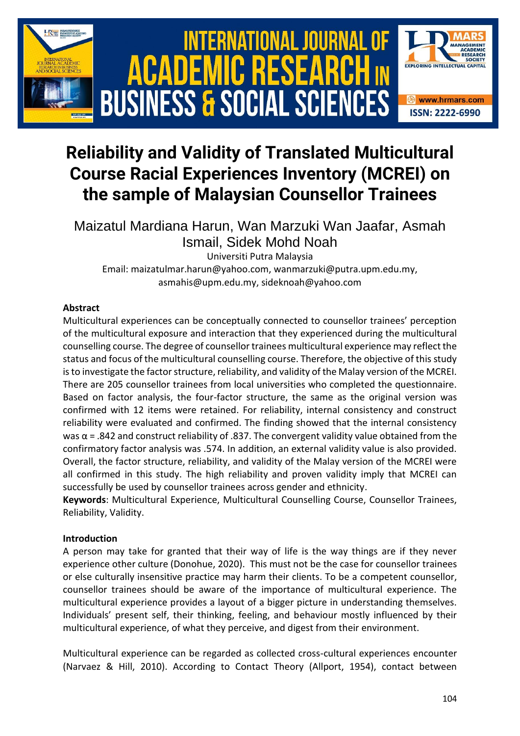# Reliability and Validity of Translated Multicultural Course Racial Experiences Inventory (MCREI) on the sample of Malaysian Counsellor Trainees

Maizatul Mardiana Harun, Wan Marzuki Wan Jaafar, Asmah Ismail, Sidek Mohd Noah

Universiti Putra Malaysia

Email: maizatulmar.harun@yahoo.com, wanmarzuki@putra.upm.edu.my, asmahis@upm.edu.my, sideknoah@yahoo.com

### Abstract

Multicultural experiences can be conceptually connected to counsellor trainees' perception of the multicultural exposure and interaction that they experienced during the multicultural counselling course. The degree of counsellor trainees multicultural experience may reflect the status and focus of the multicultural counselling course. Therefore, the objective of this study is to investigate the factor structure, reliability, and validity of the Malay version of the MCREI. There are 205 counsellor trainees from local universities who completed the questionnaire. Based on factor analysis, the four-factor structure, the same as the original version was confirmed with 12 items were retained. For reliability, internal consistency and construct reliability were evaluated and confirmed. The finding showed that the internal consistency was $\alpha = .842$ and construct reliability of .837. The convergent validity value obtained from the confirmatory factor analysis was .574. In addition, an external validity value is also provided. Overall, the factor structure, reliability, and validity of the Malay version of the MCREI were all confirmed in this study. The high reliability and proven validity imply that MCREI can successfully be used by counsellor trainees across gender and ethnicity.

**Keywords**: Multicultural Experience, Multicultural Counselling Course, Counsellor Trainees, Reliability, Validity.

### Introduction

A person may take for granted that their way of life is the way things are if they never experience other culture (Donohue, 2020). This must not be the case for counsellor trainees or else culturally insensitive practice may harm their clients. To be a competent counsellor, counsellor trainees should be aware of the importance of multicultural experience. The multicultural experience provides a layout of a bigger picture in understanding themselves. Individuals' present self, their thinking, feeling, and behaviour mostly influenced by their multicultural experience, of what they perceive, and digest from their environment.

Multicultural experience can be regarded as collected cross-cultural experiences encounter (Narvaez & Hill, 2010). According to Contact Theory (Allport, 1954), contact between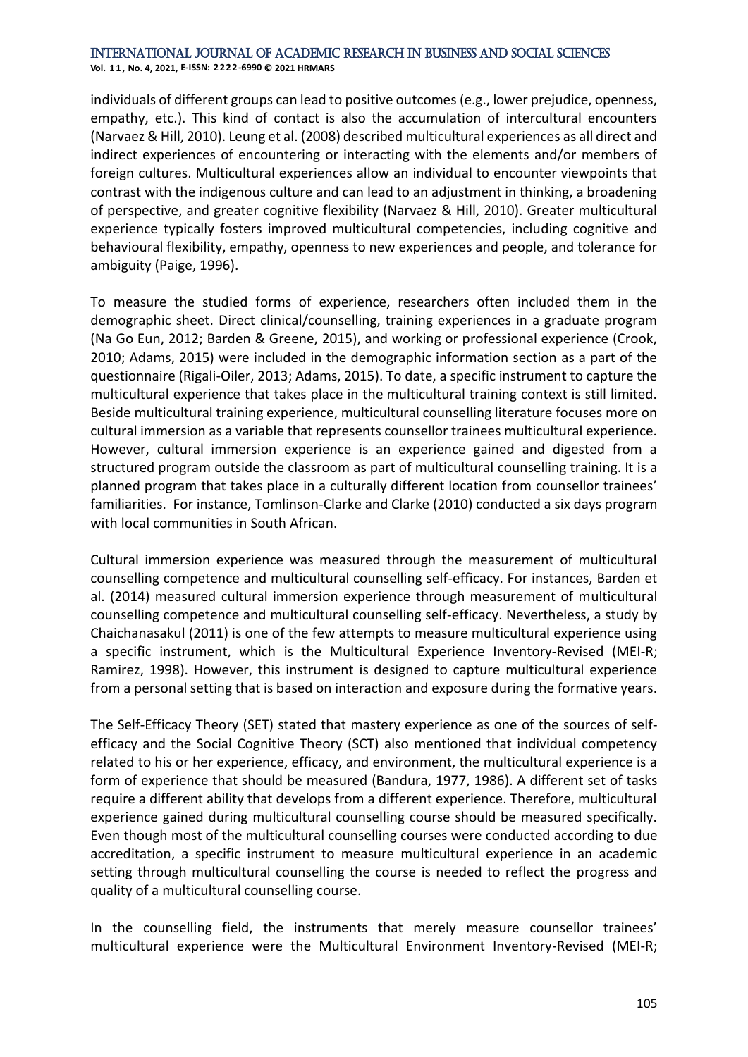individuals of different groups can lead to positive outcomes (e.g., lower prejudice, openness, empathy, etc.). This kind of contact is also the accumulation of intercultural encounters (Narvaez & Hill, 2010). Leung et al. (2008) described multicultural experiences as all direct and indirect experiences of encountering or interacting with the elements and/or members of foreign cultures. Multicultural experiences allow an individual to encounter viewpoints that contrast with the indigenous culture and can lead to an adjustment in thinking, a broadening of perspective, and greater cognitive flexibility (Narvaez & Hill, 2010). Greater multicultural experience typically fosters improved multicultural competencies, including cognitive and behavioural flexibility, empathy, openness to new experiences and people, and tolerance for ambiguity (Paige, 1996).

To measure the studied forms of experience, researchers often included them in the demographic sheet. Direct clinical/counselling, training experiences in a graduate program (Na Go Eun, 2012; Barden & Greene, 2015), and working or professional experience (Crook, 2010; Adams, 2015) were included in the demographic information section as a part of the questionnaire (Rigali-Oiler, 2013; Adams, 2015). To date, a specific instrument to capture the multicultural experience that takes place in the multicultural training context is still limited. Beside multicultural training experience, multicultural counselling literature focuses more on cultural immersion as a variable that represents counsellor trainees multicultural experience. However, cultural immersion experience is an experience gained and digested from a structured program outside the classroom as part of multicultural counselling training. It is a planned program that takes place in a culturally different location from counsellor trainees' familiarities. For instance, Tomlinson-Clarke and Clarke (2010) conducted a six days program with local communities in South African.

Cultural immersion experience was measured through the measurement of multicultural counselling competence and multicultural counselling self-efficacy. For instances, Barden et al. (2014) measured cultural immersion experience through measurement of multicultural counselling competence and multicultural counselling self-efficacy. Nevertheless, a study by Chaichanasakul (2011) is one of the few attempts to measure multicultural experience using a specific instrument, which is the Multicultural Experience Inventory-Revised (MEI-R; Ramirez, 1998). However, this instrument is designed to capture multicultural experience from a personal setting that is based on interaction and exposure during the formative years.

The Self-Efficacy Theory (SET) stated that mastery experience as one of the sources of self-efficacy and the Social Cognitive Theory (SCT) also mentioned that individual competency related to his or her experience, efficacy, and environment, the multicultural experience is a form of experience that should be measured (Bandura, 1977, 1986). A different set of tasks require a different ability that develops from a different experience. Therefore, multicultural experience gained during multicultural counselling course should be measured specifically. Even though most of the multicultural counselling courses were conducted according to due accreditation, a specific instrument to measure multicultural experience in an academic setting through multicultural counselling the course is needed to reflect the progress and quality of a multicultural counselling course.

In the counselling field, the instruments that merely measure counsellor trainees' multicultural experience were the Multicultural Environment Inventory-Revised (MEI-R;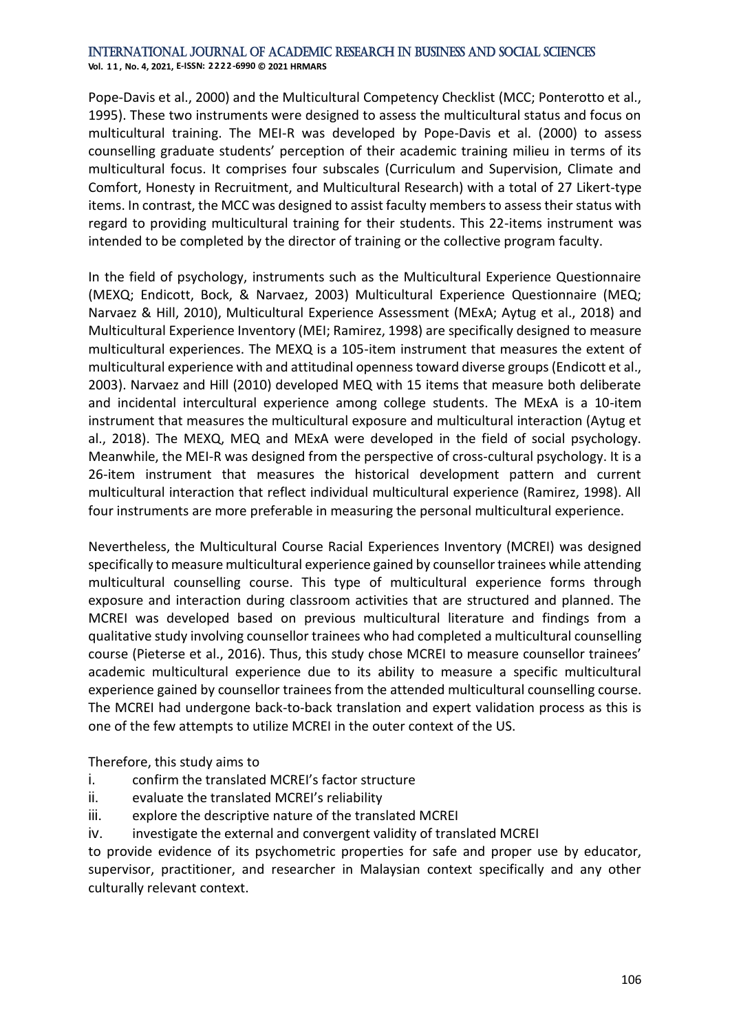Pope-Davis et al., 2000) and the Multicultural Competency Checklist (MCC; Ponterotto et al., 1995). These two instruments were designed to assess the multicultural status and focus on multicultural training. The MEI-R was developed by Pope-Davis et al. (2000) to assess counselling graduate students' perception of their academic training milieu in terms of its multicultural focus. It comprises four subscales (Curriculum and Supervision, Climate and Comfort, Honesty in Recruitment, and Multicultural Research) with a total of 27 Likert-type items. In contrast, the MCC was designed to assist faculty members to assess their status with regard to providing multicultural training for their students. This 22-items instrument was intended to be completed by the director of training or the collective program faculty.

In the field of psychology, instruments such as the Multicultural Experience Questionnaire (MEXQ; Endicott, Bock, & Narvaez, 2003) Multicultural Experience Questionnaire (MEQ; Narvaez & Hill, 2010), Multicultural Experience Assessment (MExA; Aytug et al., 2018) and Multicultural Experience Inventory (MEI; Ramirez, 1998) are specifically designed to measure multicultural experiences. The MEXQ is a 105-item instrument that measures the extent of multicultural experience with and attitudinal openness toward diverse groups (Endicott et al., 2003). Narvaez and Hill (2010) developed MEQ with 15 items that measure both deliberate and incidental intercultural experience among college students. The MExA is a 10-item instrument that measures the multicultural exposure and multicultural interaction (Aytug et al., 2018). The MEXQ, MEQ and MExA were developed in the field of social psychology. Meanwhile, the MEI-R was designed from the perspective of cross-cultural psychology. It is a 26-item instrument that measures the historical development pattern and current multicultural interaction that reflect individual multicultural experience (Ramirez, 1998). All four instruments are more preferable in measuring the personal multicultural experience.

Nevertheless, the Multicultural Course Racial Experiences Inventory (MCREI) was designed specifically to measure multicultural experience gained by counsellor trainees while attending multicultural counselling course. This type of multicultural experience forms through exposure and interaction during classroom activities that are structured and planned. The MCREI was developed based on previous multicultural literature and findings from a qualitative study involving counsellor trainees who had completed a multicultural counselling course (Pieterse et al., 2016). Thus, this study chose MCREI to measure counsellor trainees' academic multicultural experience due to its ability to measure a specific multicultural experience gained by counsellor trainees from the attended multicultural counselling course. The MCREI had undergone back-to-back translation and expert validation process as this is one of the few attempts to utilize MCREI in the outer context of the US.

Therefore, this study aims to

i. confirm the translated MCREI's factor structure
ii. evaluate the translated MCREI's reliability
iii. explore the descriptive nature of the translated MCREI
iv. investigate the external and convergent validity of translated MCREI

to provide evidence of its psychometric properties for safe and proper use by educator, supervisor, practitioner, and researcher in Malaysian context specifically and any other culturally relevant context.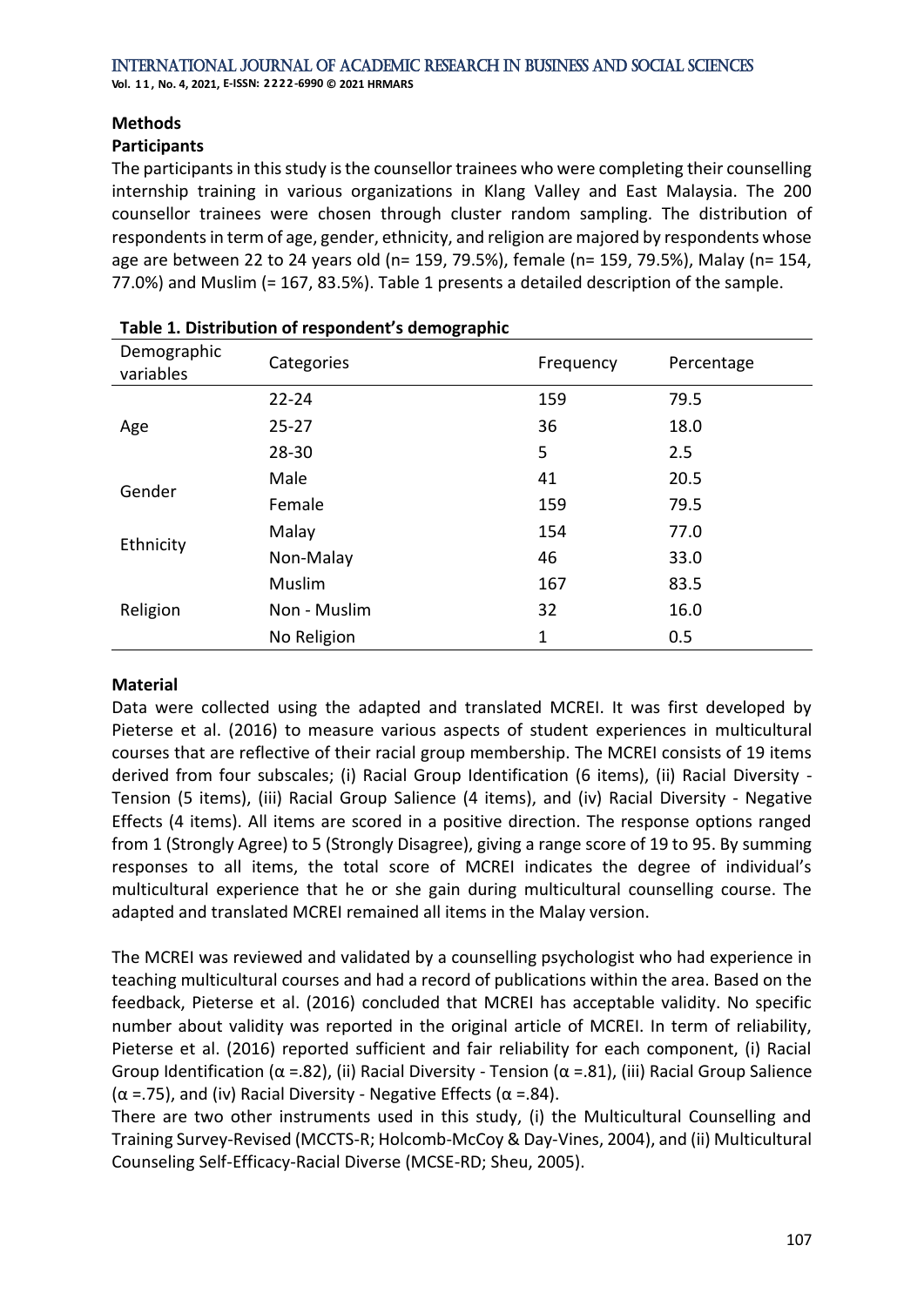## Methods

### Participants

The participants in this study is the counsellor trainees who were completing their counselling internship training in various organizations in Klang Valley and East Malaysia. The 200 counsellor trainees were chosen through cluster random sampling. The distribution of respondents in term of age, gender, ethnicity, and religion are majored by respondents whose age are between 22 to 24 years old (n= 159, 79.5%), female (n= 159, 79.5%), Malay (n= 154, 77.0%) and Muslim (= 167, 83.5%). Table 1 presents a detailed description of the sample.

**Table 1. Distribution of respondent's demographic**

| Demographic variables | Categories | Frequency | Percentage |
|---|---|---|---|
| Age | 22-24 | 159 | 79.5 |
| | 25-27 | 36 | 18.0 |
| | 28-30 | 5 | 2.5 |
| Gender | Male | 41 | 20.5 |
| | Female | 159 | 79.5 |
| Ethnicity | Malay | 154 | 77.0 |
| | Non-Malay | 46 | 33.0 |
| Religion | Muslim | 167 | 83.5 |
| | Non - Muslim | 32 | 16.0 |
| | No Religion | 1 | 0.5 |

### Material

Data were collected using the adapted and translated MCREI. It was first developed by Pieterse et al. (2016) to measure various aspects of student experiences in multicultural courses that are reflective of their racial group membership. The MCREI consists of 19 items derived from four subscales; (i) Racial Group Identification (6 items), (ii) Racial Diversity - Tension (5 items), (iii) Racial Group Salience (4 items), and (iv) Racial Diversity - Negative Effects (4 items). All items are scored in a positive direction. The response options ranged from 1 (Strongly Agree) to 5 (Strongly Disagree), giving a range score of 19 to 95. By summing responses to all items, the total score of MCREI indicates the degree of individual's multicultural experience that he or she gain during multicultural counselling course. The adapted and translated MCREI remained all items in the Malay version.

The MCREI was reviewed and validated by a counselling psychologist who had experience in teaching multicultural courses and had a record of publications within the area. Based on the feedback, Pieterse et al. (2016) concluded that MCREI has acceptable validity. No specific number about validity was reported in the original article of MCREI. In term of reliability, Pieterse et al. (2016) reported sufficient and fair reliability for each component, (i) Racial Group Identification ($\alpha$ =.82), (ii) Racial Diversity - Tension ($\alpha$ =.81), (iii) Racial Group Salience ($\alpha$ =.75), and (iv) Racial Diversity - Negative Effects ($\alpha$ =.84).

There are two other instruments used in this study, (i) the Multicultural Counselling and Training Survey-Revised (MCCTS-R; Holcomb-McCoy & Day-Vines, 2004), and (ii) Multicultural Counseling Self-Efficacy-Racial Diverse (MCSE-RD; Sheu, 2005).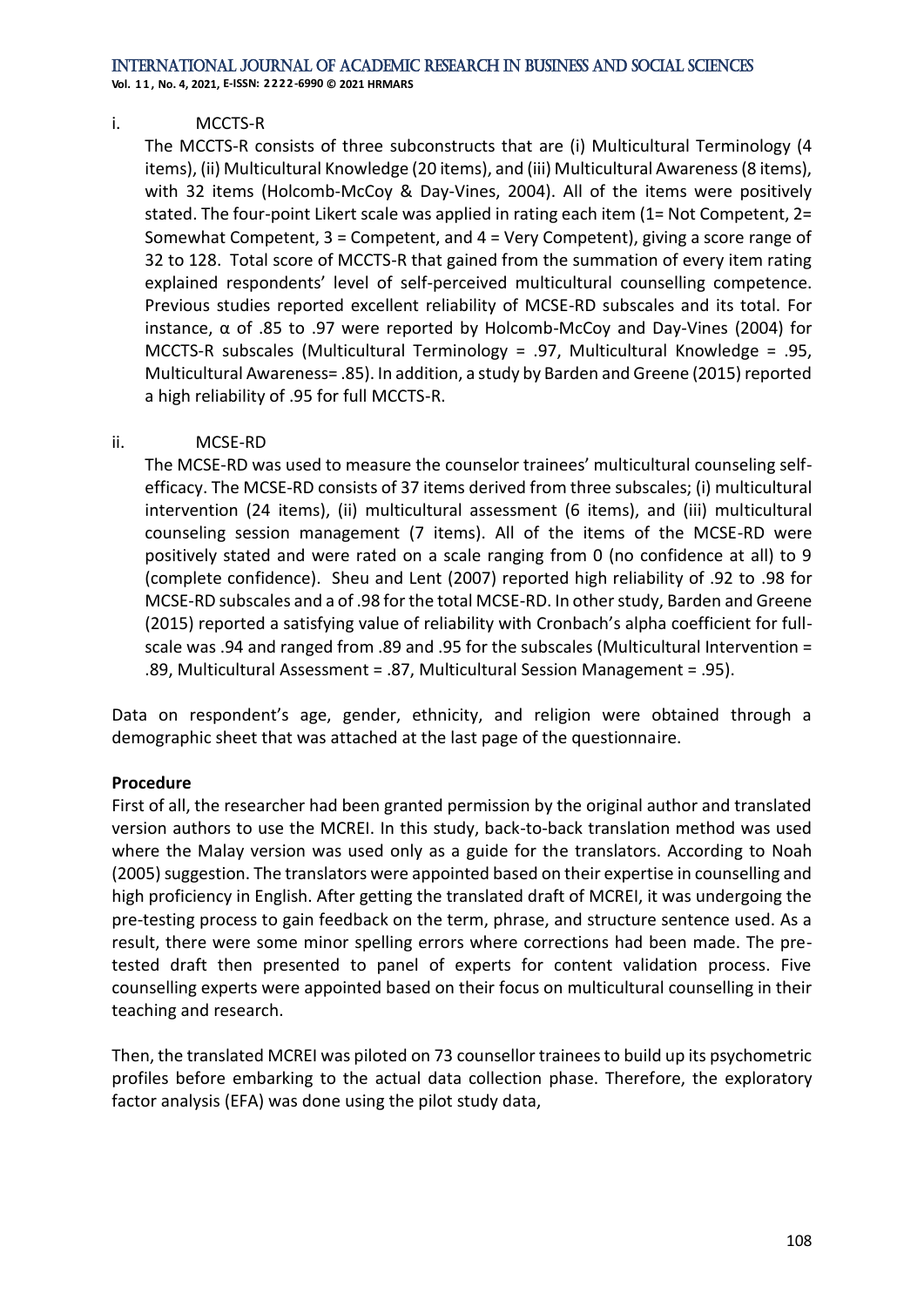i. MCCTS-R

The MCCTS-R consists of three subconstructs that are (i) Multicultural Terminology (4 items), (ii) Multicultural Knowledge (20 items), and (iii) Multicultural Awareness (8 items), with 32 items (Holcomb-McCoy & Day-Vines, 2004). All of the items were positively stated. The four-point Likert scale was applied in rating each item (1= Not Competent, 2= Somewhat Competent, 3 = Competent, and 4 = Very Competent), giving a score range of 32 to 128. Total score of MCCTS-R that gained from the summation of every item rating explained respondents' level of self-perceived multicultural counselling competence. Previous studies reported excellent reliability of MCSE-RD subscales and its total. For instance, α of .85 to .97 were reported by Holcomb-McCoy and Day-Vines (2004) for MCCTS-R subscales (Multicultural Terminology = .97, Multicultural Knowledge = .95, Multicultural Awareness= .85). In addition, a study by Barden and Greene (2015) reported a high reliability of .95 for full MCCTS-R.

ii. MCSE-RD

The MCSE-RD was used to measure the counselor trainees' multicultural counseling self-efficacy. The MCSE-RD consists of 37 items derived from three subscales; (i) multicultural intervention (24 items), (ii) multicultural assessment (6 items), and (iii) multicultural counseling session management (7 items). All of the items of the MCSE-RD were positively stated and were rated on a scale ranging from 0 (no confidence at all) to 9 (complete confidence). Sheu and Lent (2007) reported high reliability of .92 to .98 for MCSE-RD subscales and a of .98 for the total MCSE-RD. In other study, Barden and Greene (2015) reported a satisfying value of reliability with Cronbach's alpha coefficient for full-scale was .94 and ranged from .89 and .95 for the subscales (Multicultural Intervention = .89, Multicultural Assessment = .87, Multicultural Session Management = .95).

Data on respondent's age, gender, ethnicity, and religion were obtained through a demographic sheet that was attached at the last page of the questionnaire.

**Procedure**

First of all, the researcher had been granted permission by the original author and translated version authors to use the MCREI. In this study, back-to-back translation method was used where the Malay version was used only as a guide for the translators. According to Noah (2005) suggestion. The translators were appointed based on their expertise in counselling and high proficiency in English. After getting the translated draft of MCREI, it was undergoing the pre-testing process to gain feedback on the term, phrase, and structure sentence used. As a result, there were some minor spelling errors where corrections had been made. The pre-tested draft then presented to panel of experts for content validation process. Five counselling experts were appointed based on their focus on multicultural counselling in their teaching and research.

Then, the translated MCREI was piloted on 73 counsellor trainees to build up its psychometric profiles before embarking to the actual data collection phase. Therefore, the exploratory factor analysis (EFA) was done using the pilot study data,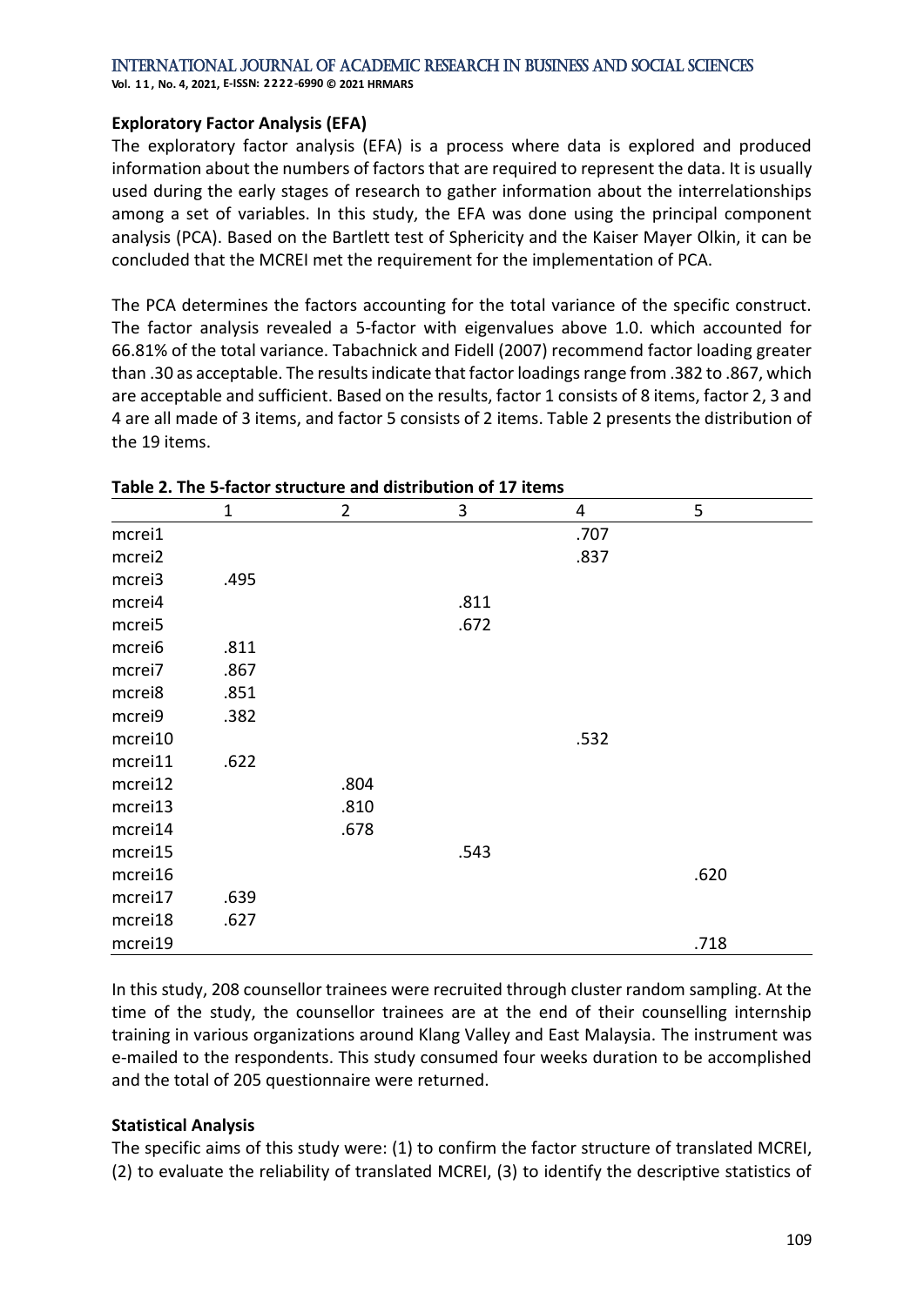**Exploratory Factor Analysis (EFA)**

The exploratory factor analysis (EFA) is a process where data is explored and produced information about the numbers of factors that are required to represent the data. It is usually used during the early stages of research to gather information about the interrelationships among a set of variables. In this study, the EFA was done using the principal component analysis (PCA). Based on the Bartlett test of Sphericity and the Kaiser Mayer Olkin, it can be concluded that the MCREI met the requirement for the implementation of PCA.

The PCA determines the factors accounting for the total variance of the specific construct. The factor analysis revealed a 5-factor with eigenvalues above 1.0. which accounted for 66.81% of the total variance. Tabachnick and Fidell (2007) recommend factor loading greater than .30 as acceptable. The results indicate that factor loadings range from .382 to .867, which are acceptable and sufficient. Based on the results, factor 1 consists of 8 items, factor 2, 3 and 4 are all made of 3 items, and factor 5 consists of 2 items. Table 2 presents the distribution of the 19 items.

**Table 2. The 5-factor structure and distribution of 17 items**

| | 1 | 2 | 3 | 4 | 5 |
|---|---|---|---|---|---|
| mcrei1 | | | | .707 | |
| mcrei2 | | | | .837 | |
| mcrei3 | .495 | | | | |
| mcrei4 | | | .811 | | |
| mcrei5 | | | .672 | | |
| mcrei6 | .811 | | | | |
| mcrei7 | .867 | | | | |
| mcrei8 | .851 | | | | |
| mcrei9 | .382 | | | | |
| mcrei10 | | | | .532 | |
| mcrei11 | .622 | | | | |
| mcrei12 | | .804 | | | |
| mcrei13 | | .810 | | | |
| mcrei14 | | .678 | | | |
| mcrei15 | | | .543 | | |
| mcrei16 | | | | | .620 |
| mcrei17 | .639 | | | | |
| mcrei18 | .627 | | | | |
| mcrei19 | | | | | .718 |

In this study, 208 counsellor trainees were recruited through cluster random sampling. At the time of the study, the counsellor trainees are at the end of their counselling internship training in various organizations around Klang Valley and East Malaysia. The instrument was e-mailed to the respondents. This study consumed four weeks duration to be accomplished and the total of 205 questionnaire were returned.

**Statistical Analysis**

The specific aims of this study were: (1) to confirm the factor structure of translated MCREI, (2) to evaluate the reliability of translated MCREI, (3) to identify the descriptive statistics of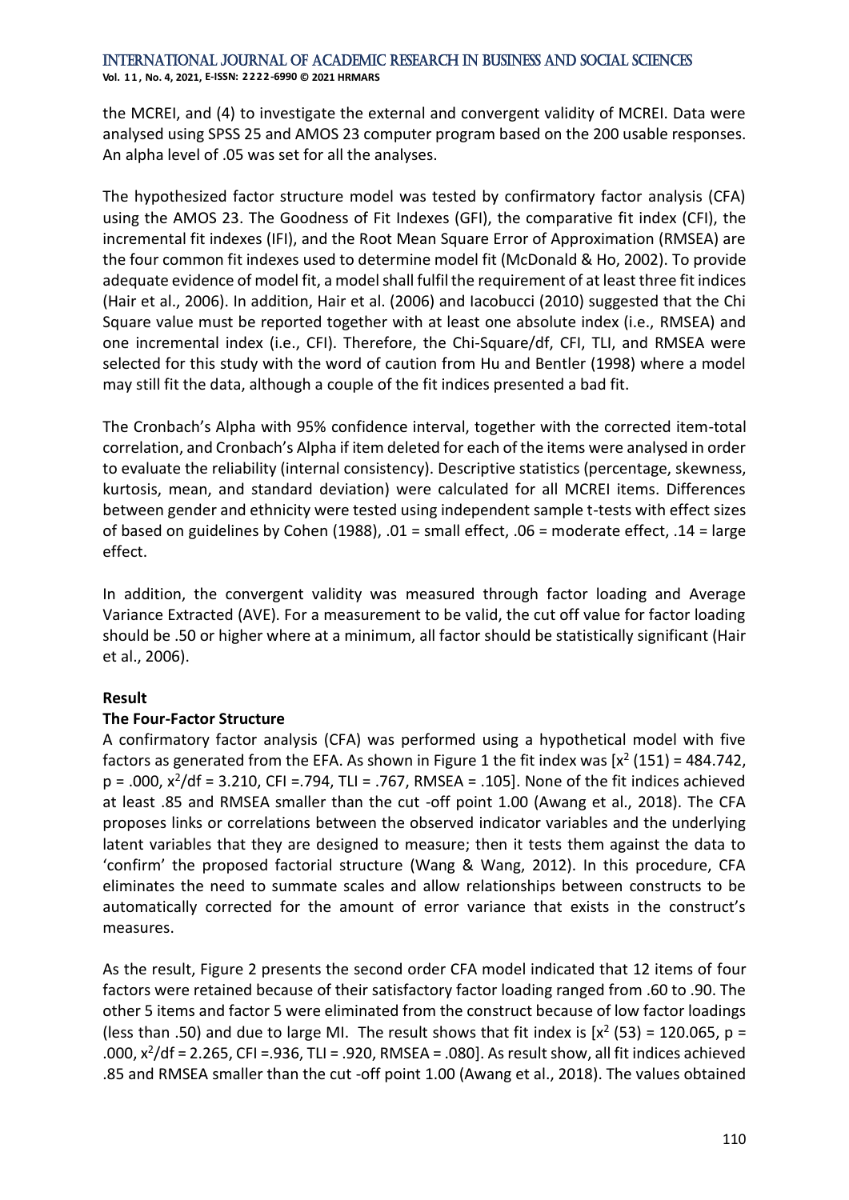the MCREI, and (4) to investigate the external and convergent validity of MCREI. Data were analysed using SPSS 25 and AMOS 23 computer program based on the 200 usable responses. An alpha level of .05 was set for all the analyses.

The hypothesized factor structure model was tested by confirmatory factor analysis (CFA) using the AMOS 23. The Goodness of Fit Indexes (GFI), the comparative fit index (CFI), the incremental fit indexes (IFI), and the Root Mean Square Error of Approximation (RMSEA) are the four common fit indexes used to determine model fit (McDonald & Ho, 2002). To provide adequate evidence of model fit, a model shall fulfil the requirement of at least three fit indices (Hair et al., 2006). In addition, Hair et al. (2006) and Iacobucci (2010) suggested that the Chi Square value must be reported together with at least one absolute index (i.e., RMSEA) and one incremental index (i.e., CFI). Therefore, the Chi-Square/df, CFI, TLI, and RMSEA were selected for this study with the word of caution from Hu and Bentler (1998) where a model may still fit the data, although a couple of the fit indices presented a bad fit.

The Cronbach's Alpha with 95% confidence interval, together with the corrected item-total correlation, and Cronbach's Alpha if item deleted for each of the items were analysed in order to evaluate the reliability (internal consistency). Descriptive statistics (percentage, skewness, kurtosis, mean, and standard deviation) were calculated for all MCREI items. Differences between gender and ethnicity were tested using independent sample t-tests with effect sizes of based on guidelines by Cohen (1988), .01 = small effect, .06 = moderate effect, .14 = large effect.

In addition, the convergent validity was measured through factor loading and Average Variance Extracted (AVE). For a measurement to be valid, the cut off value for factor loading should be .50 or higher where at a minimum, all factor should be statistically significant (Hair et al., 2006).

## Result

### The Four-Factor Structure

A confirmatory factor analysis (CFA) was performed using a hypothetical model with five factors as generated from the EFA. As shown in Figure 1 the fit index was [$x^2$ (151) = 484.742, p = .000, $x^2$/df = 3.210, CFI =.794, TLI = .767, RMSEA = .105]. None of the fit indices achieved at least .85 and RMSEA smaller than the cut -off point 1.00 (Awang et al., 2018). The CFA proposes links or correlations between the observed indicator variables and the underlying latent variables that they are designed to measure; then it tests them against the data to 'confirm' the proposed factorial structure (Wang & Wang, 2012). In this procedure, CFA eliminates the need to summate scales and allow relationships between constructs to be automatically corrected for the amount of error variance that exists in the construct's measures.

As the result, Figure 2 presents the second order CFA model indicated that 12 items of four factors were retained because of their satisfactory factor loading ranged from .60 to .90. The other 5 items and factor 5 were eliminated from the construct because of low factor loadings (less than .50) and due to large MI. The result shows that fit index is [$x^2$ (53) = 120.065, p = .000, $x^2$/df = 2.265, CFI =.936, TLI = .920, RMSEA = .080]. As result show, all fit indices achieved .85 and RMSEA smaller than the cut -off point 1.00 (Awang et al., 2018). The values obtained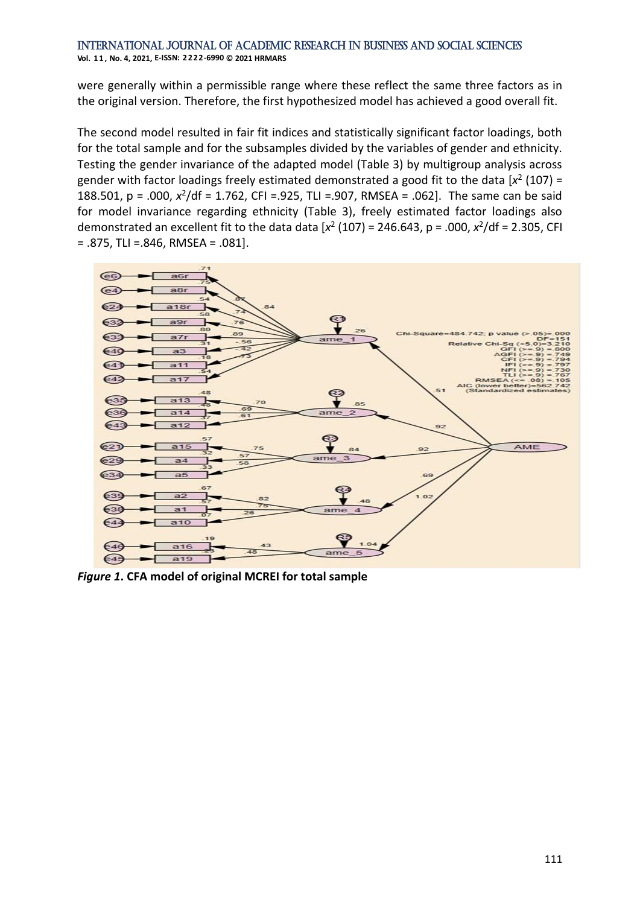were generally within a permissible range where these reflect the same three factors as in the original version. Therefore, the first hypothesized model has achieved a good overall fit.

The second model resulted in fair fit indices and statistically significant factor loadings, both for the total sample and for the subsamples divided by the variables of gender and ethnicity. Testing the gender invariance of the adapted model (Table 3) by multigroup analysis across gender with factor loadings freely estimated demonstrated a good fit to the data [$x^2$ (107) = 188.501, p = .000, $x^2$/df = 1.762, CFI =.925, TLI =.907, RMSEA = .062]. The same can be said for model invariance regarding ethnicity (Table 3), freely estimated factor loadings also demonstrated an excellent fit to the data data [$x^2$ (107) = 246.643, p = .000, $x^2$/df = 2.305, CFI = .875, TLI =.846, RMSEA = .081].

***Figure 1*. CFA model of original MCREI for total sample**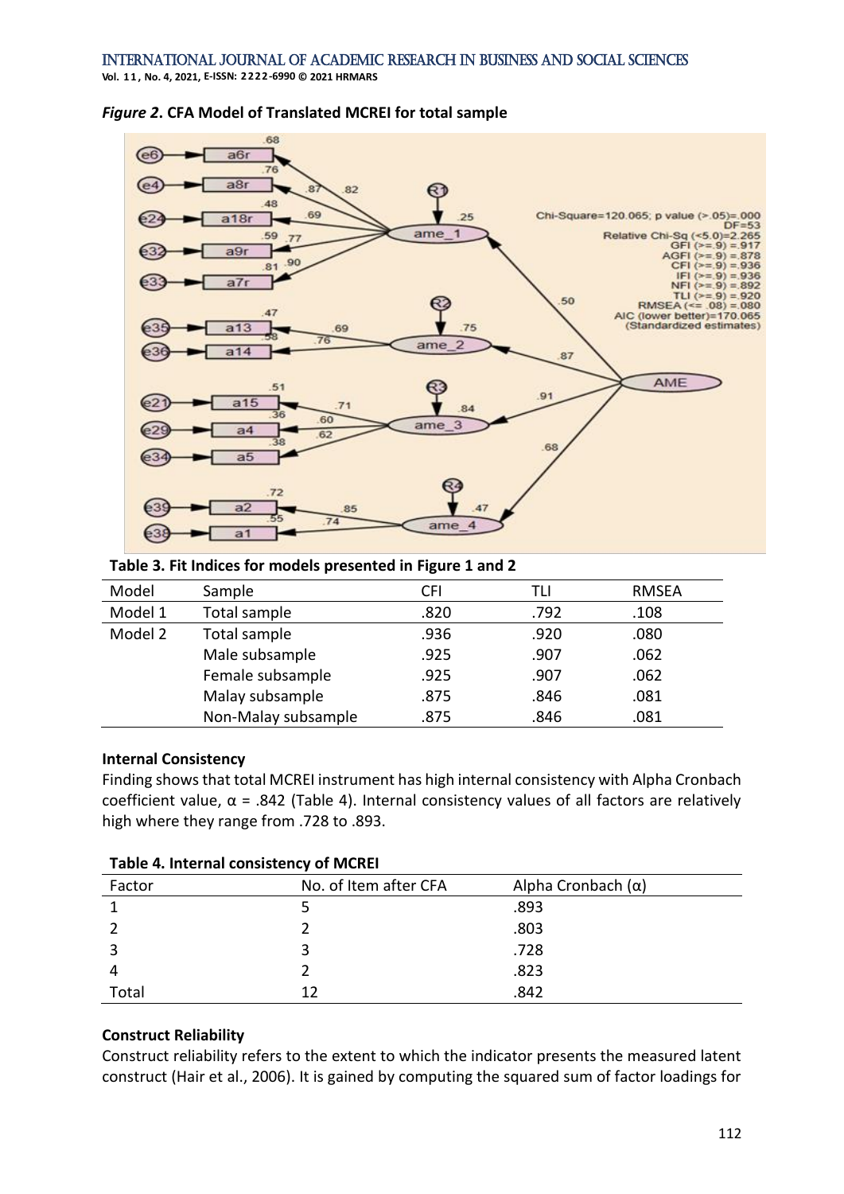*Figure 2*. **CFA Model of Translated MCREI for total sample**

**Table 3. Fit Indices for models presented in Figure 1 and 2**

| Model | Sample | CFI | TLI | RMSEA |
|---|---|---|---|---|
| Model 1 | Total sample | .820 | .792 | .108 |
| Model 2 | Total sample | .936 | .920 | .080 |
| | Male subsample | .925 | .907 | .062 |
| | Female subsample | .925 | .907 | .062 |
| | Malay subsample | .875 | .846 | .081 |
| | Non-Malay subsample | .875 | .846 | .081 |

**Internal Consistency**

Finding shows that total MCREI instrument has high internal consistency with Alpha Cronbach coefficient value, α = .842 (Table 4). Internal consistency values of all factors are relatively high where they range from .728 to .893.

**Table 4. Internal consistency of MCREI**

| Factor | No. of Item after CFA | Alpha Cronbach (α) |
|---|---|---|
| 1 | 5 | .893 |
| 2 | 2 | .803 |
| 3 | 3 | .728 |
| 4 | 2 | .823 |
| Total | 12 | .842 |

**Construct Reliability**

Construct reliability refers to the extent to which the indicator presents the measured latent construct (Hair et al., 2006). It is gained by computing the squared sum of factor loadings for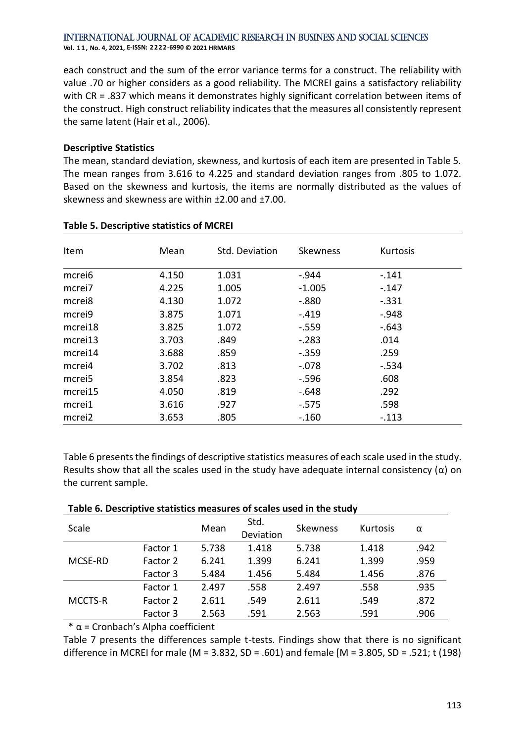each construct and the sum of the error variance terms for a construct. The reliability with value .70 or higher considers as a good reliability. The MCREI gains a satisfactory reliability with CR = .837 which means it demonstrates highly significant correlation between items of the construct. High construct reliability indicates that the measures all consistently represent the same latent (Hair et al., 2006).

**Descriptive Statistics**

The mean, standard deviation, skewness, and kurtosis of each item are presented in Table 5. The mean ranges from 3.616 to 4.225 and standard deviation ranges from .805 to 1.072. Based on the skewness and kurtosis, the items are normally distributed as the values of skewness and skewness are within ±2.00 and ±7.00.

**Table 5. Descriptive statistics of MCREI**

| Item | Mean | Std. Deviation | Skewness | Kurtosis |
|---|---|---|---|---|
| mcrei6 | 4.150 | 1.031 | -.944 | -.141 |
| mcrei7 | 4.225 | 1.005 | -1.005 | -.147 |
| mcrei8 | 4.130 | 1.072 | -.880 | -.331 |
| mcrei9 | 3.875 | 1.071 | -.419 | -.948 |
| mcrei18 | 3.825 | 1.072 | -.559 | -.643 |
| mcrei13 | 3.703 | .849 | -.283 | .014 |
| mcrei14 | 3.688 | .859 | -.359 | .259 |
| mcrei4 | 3.702 | .813 | -.078 | -.534 |
| mcrei5 | 3.854 | .823 | -.596 | .608 |
| mcrei15 | 4.050 | .819 | -.648 | .292 |
| mcrei1 | 3.616 | .927 | -.575 | .598 |
| mcrei2 | 3.653 | .805 | -.160 | -.113 |

Table 6 presents the findings of descriptive statistics measures of each scale used in the study. Results show that all the scales used in the study have adequate internal consistency (α) on the current sample.

**Table 6. Descriptive statistics measures of scales used in the study**

| Scale | | Mean | Std. Deviation | Skewness | Kurtosis | α |
|---|---|---|---|---|---|---|
| MCSE-RD | Factor 1 | 5.738 | 1.418 | 5.738 | 1.418 | .942 |
| | Factor 2 | 6.241 | 1.399 | 6.241 | 1.399 | .959 |
| | Factor 3 | 5.484 | 1.456 | 5.484 | 1.456 | .876 |
| MCCTS-R | Factor 1 | 2.497 | .558 | 2.497 | .558 | .935 |
| | Factor 2 | 2.611 | .549 | 2.611 | .549 | .872 |
| | Factor 3 | 2.563 | .591 | 2.563 | .591 | .906 |

\* α = Cronbach's Alpha coefficient

Table 7 presents the differences sample t-tests. Findings show that there is no significant difference in MCREI for male ($M = 3.832$, $SD = .601$) and female [$M = 3.805$, $SD = .521$; $t$ (198)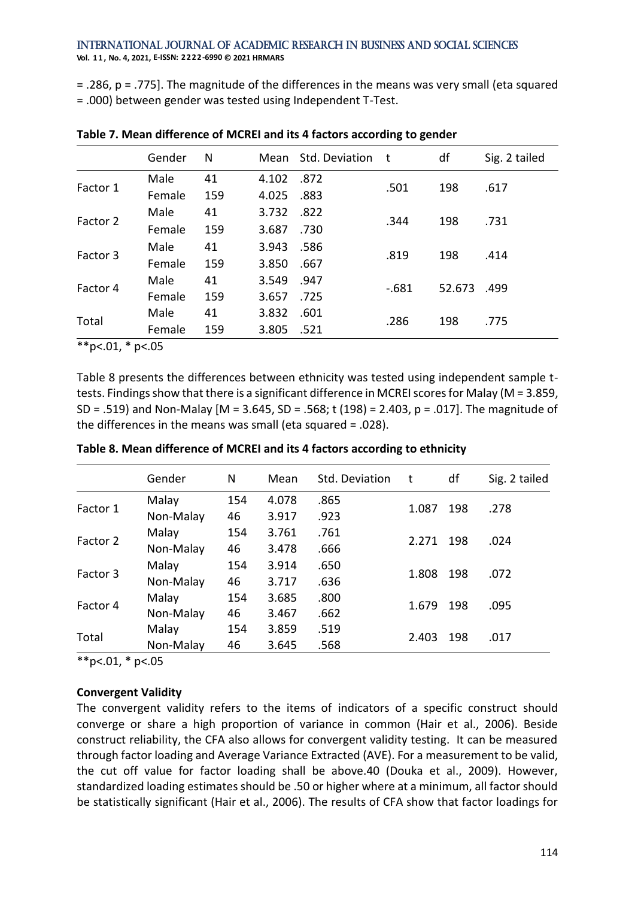= .286, p = .775]. The magnitude of the differences in the means was very small (eta squared = .000) between gender was tested using Independent T-Test.

**Table 7. Mean difference of MCREI and its 4 factors according to gender**

| | Gender | N | Mean | Std. Deviation | t | df | Sig. 2 tailed |
|---|---|---|---|---|---|---|---|
| Factor 1 | Male | 41 | 4.102 | .872 | .501 | 198 | .617 |
| | Female | 159 | 4.025 | .883 | | | |
| Factor 2 | Male | 41 | 3.732 | .822 | .344 | 198 | .731 |
| | Female | 159 | 3.687 | .730 | | | |
| Factor 3 | Male | 41 | 3.943 | .586 | .819 | 198 | .414 |
| | Female | 159 | 3.850 | .667 | | | |
| Factor 4 | Male | 41 | 3.549 | .947 | -.681 | 52.673 | .499 |
| | Female | 159 | 3.657 | .725 | | | |
| Total | Male | 41 | 3.832 | .601 | .286 | 198 | .775 |
| | Female | 159 | 3.805 | .521 | | | |

**p<.01, * p<.05

Table 8 presents the differences between ethnicity was tested using independent sample t-tests. Findings show that there is a significant difference in MCREI scores for Malay (M = 3.859, SD = .519) and Non-Malay [M = 3.645, SD = .568; t (198) = 2.403, p = .017]. The magnitude of the differences in the means was small (eta squared = .028).

**Table 8. Mean difference of MCREI and its 4 factors according to ethnicity**

| | Gender | N | Mean | Std. Deviation | t | df | Sig. 2 tailed |
|---|---|---|---|---|---|---|---|
| Factor 1 | Malay | 154 | 4.078 | .865 | 1.087 | 198 | .278 |
| | Non-Malay | 46 | 3.917 | .923 | | | |
| Factor 2 | Malay | 154 | 3.761 | .761 | 2.271 | 198 | .024 |
| | Non-Malay | 46 | 3.478 | .666 | | | |
| Factor 3 | Malay | 154 | 3.914 | .650 | 1.808 | 198 | .072 |
| | Non-Malay | 46 | 3.717 | .636 | | | |
| Factor 4 | Malay | 154 | 3.685 | .800 | 1.679 | 198 | .095 |
| | Non-Malay | 46 | 3.467 | .662 | | | |
| Total | Malay | 154 | 3.859 | .519 | 2.403 | 198 | .017 |
| | Non-Malay | 46 | 3.645 | .568 | | | |

**p<.01, * p<.05

**Convergent Validity**

The convergent validity refers to the items of indicators of a specific construct should converge or share a high proportion of variance in common (Hair et al., 2006). Beside construct reliability, the CFA also allows for convergent validity testing. It can be measured through factor loading and Average Variance Extracted (AVE). For a measurement to be valid, the cut off value for factor loading shall be above.40 (Douka et al., 2009). However, standardized loading estimates should be .50 or higher where at a minimum, all factor should be statistically significant (Hair et al., 2006). The results of CFA show that factor loadings for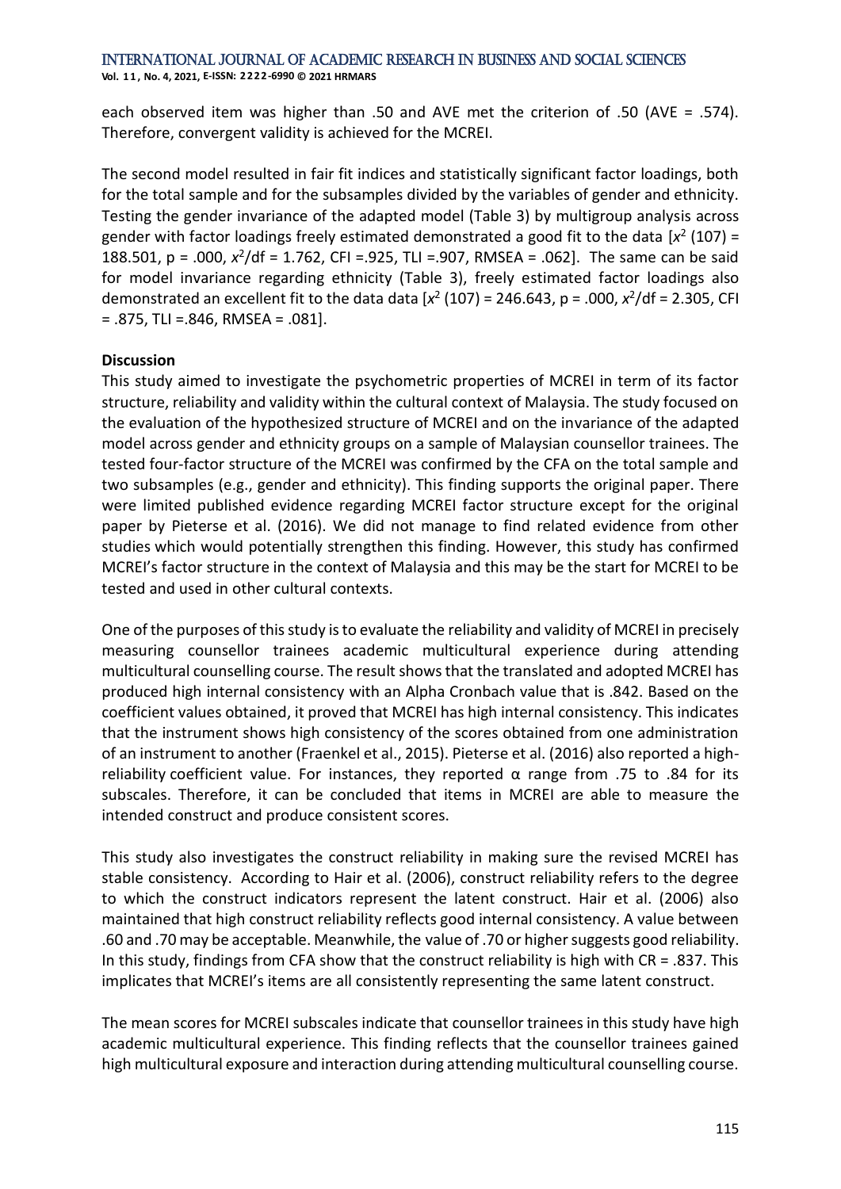each observed item was higher than .50 and AVE met the criterion of .50 (AVE = .574). Therefore, convergent validity is achieved for the MCREI.

The second model resulted in fair fit indices and statistically significant factor loadings, both for the total sample and for the subsamples divided by the variables of gender and ethnicity. Testing the gender invariance of the adapted model (Table 3) by multigroup analysis across gender with factor loadings freely estimated demonstrated a good fit to the data [$x^2$ (107) = 188.501, p = .000, $x^2$/df = 1.762, CFI =.925, TLI =.907, RMSEA = .062]. The same can be said for model invariance regarding ethnicity (Table 3), freely estimated factor loadings also demonstrated an excellent fit to the data data [$x^2$ (107) = 246.643, p = .000, $x^2$/df = 2.305, CFI = .875, TLI =.846, RMSEA = .081].

**Discussion**

This study aimed to investigate the psychometric properties of MCREI in term of its factor structure, reliability and validity within the cultural context of Malaysia. The study focused on the evaluation of the hypothesized structure of MCREI and on the invariance of the adapted model across gender and ethnicity groups on a sample of Malaysian counsellor trainees. The tested four-factor structure of the MCREI was confirmed by the CFA on the total sample and two subsamples (e.g., gender and ethnicity). This finding supports the original paper. There were limited published evidence regarding MCREI factor structure except for the original paper by Pieterse et al. (2016). We did not manage to find related evidence from other studies which would potentially strengthen this finding. However, this study has confirmed MCREI's factor structure in the context of Malaysia and this may be the start for MCREI to be tested and used in other cultural contexts.

One of the purposes of this study is to evaluate the reliability and validity of MCREI in precisely measuring counsellor trainees academic multicultural experience during attending multicultural counselling course. The result shows that the translated and adopted MCREI has produced high internal consistency with an Alpha Cronbach value that is .842. Based on the coefficient values obtained, it proved that MCREI has high internal consistency. This indicates that the instrument shows high consistency of the scores obtained from one administration of an instrument to another (Fraenkel et al., 2015). Pieterse et al. (2016) also reported a high-reliability coefficient value. For instances, they reported α range from .75 to .84 for its subscales. Therefore, it can be concluded that items in MCREI are able to measure the intended construct and produce consistent scores.

This study also investigates the construct reliability in making sure the revised MCREI has stable consistency. According to Hair et al. (2006), construct reliability refers to the degree to which the construct indicators represent the latent construct. Hair et al. (2006) also maintained that high construct reliability reflects good internal consistency. A value between .60 and .70 may be acceptable. Meanwhile, the value of .70 or higher suggests good reliability. In this study, findings from CFA show that the construct reliability is high with CR = .837. This implicates that MCREI's items are all consistently representing the same latent construct.

The mean scores for MCREI subscales indicate that counsellor trainees in this study have high academic multicultural experience. This finding reflects that the counsellor trainees gained high multicultural exposure and interaction during attending multicultural counselling course.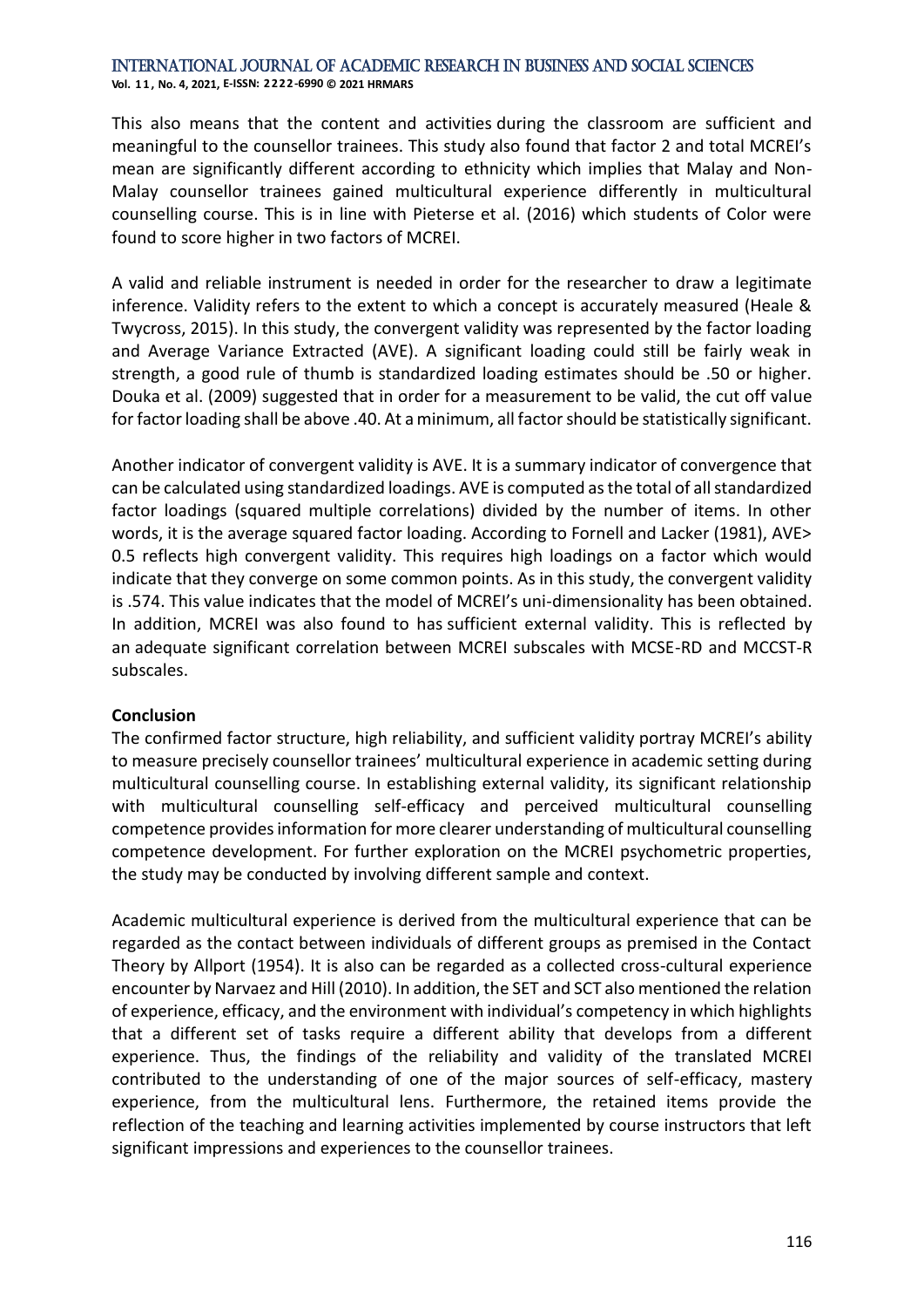This also means that the content and activities during the classroom are sufficient and meaningful to the counsellor trainees. This study also found that factor 2 and total MCREI's mean are significantly different according to ethnicity which implies that Malay and Non-Malay counsellor trainees gained multicultural experience differently in multicultural counselling course. This is in line with Pieterse et al. (2016) which students of Color were found to score higher in two factors of MCREI.

A valid and reliable instrument is needed in order for the researcher to draw a legitimate inference. Validity refers to the extent to which a concept is accurately measured (Heale & Twycross, 2015). In this study, the convergent validity was represented by the factor loading and Average Variance Extracted (AVE). A significant loading could still be fairly weak in strength, a good rule of thumb is standardized loading estimates should be .50 or higher. Douka et al. (2009) suggested that in order for a measurement to be valid, the cut off value for factor loading shall be above .40. At a minimum, all factor should be statistically significant.

Another indicator of convergent validity is AVE. It is a summary indicator of convergence that can be calculated using standardized loadings. AVE is computed as the total of all standardized factor loadings (squared multiple correlations) divided by the number of items. In other words, it is the average squared factor loading. According to Fornell and Lacker (1981), AVE> 0.5 reflects high convergent validity. This requires high loadings on a factor which would indicate that they converge on some common points. As in this study, the convergent validity is .574. This value indicates that the model of MCREI's uni-dimensionality has been obtained. In addition, MCREI was also found to has sufficient external validity. This is reflected by an adequate significant correlation between MCREI subscales with MCSE-RD and MCCST-R subscales.

## Conclusion

The confirmed factor structure, high reliability, and sufficient validity portray MCREI's ability to measure precisely counsellor trainees' multicultural experience in academic setting during multicultural counselling course. In establishing external validity, its significant relationship with multicultural counselling self-efficacy and perceived multicultural counselling competence provides information for more clearer understanding of multicultural counselling competence development. For further exploration on the MCREI psychometric properties, the study may be conducted by involving different sample and context.

Academic multicultural experience is derived from the multicultural experience that can be regarded as the contact between individuals of different groups as premised in the Contact Theory by Allport (1954). It is also can be regarded as a collected cross-cultural experience encounter by Narvaez and Hill (2010). In addition, the SET and SCT also mentioned the relation of experience, efficacy, and the environment with individual's competency in which highlights that a different set of tasks require a different ability that develops from a different experience. Thus, the findings of the reliability and validity of the translated MCREI contributed to the understanding of one of the major sources of self-efficacy, mastery experience, from the multicultural lens. Furthermore, the retained items provide the reflection of the teaching and learning activities implemented by course instructors that left significant impressions and experiences to the counsellor trainees.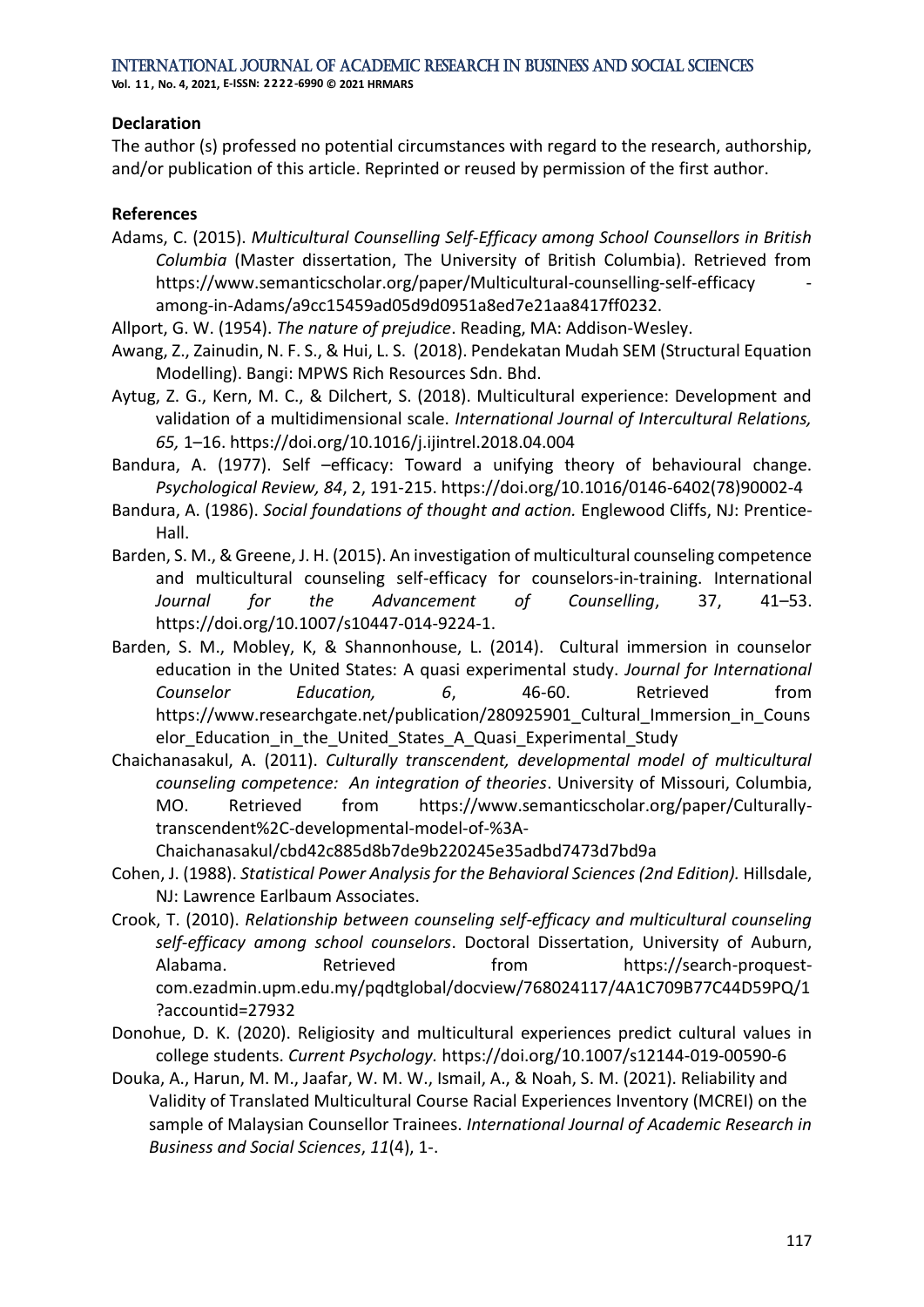**Declaration**

The author (s) professed no potential circumstances with regard to the research, authorship, and/or publication of this article. Reprinted or reused by permission of the first author.

**References**

Adams, C. (2015). *Multicultural Counselling Self-Efficacy among School Counsellors in British Columbia* (Master dissertation, The University of British Columbia). Retrieved from https://www.semanticscholar.org/paper/Multicultural-counselling-self-efficacy -among-in-Adams/a9cc15459ad05d9d0951a8ed7e21aa8417ff0232.

Allport, G. W. (1954). *The nature of prejudice*. Reading, MA: Addison-Wesley.

Awang, Z., Zainudin, N. F. S., & Hui, L. S. (2018). Pendekatan Mudah SEM (Structural Equation Modelling). Bangi: MPWS Rich Resources Sdn. Bhd.

Aytug, Z. G., Kern, M. C., & Dilchert, S. (2018). Multicultural experience: Development and validation of a multidimensional scale. *International Journal of Intercultural Relations, 65,* 1–16. https://doi.org/10.1016/j.ijintrel.2018.04.004

Bandura, A. (1977). Self –efficacy: Toward a unifying theory of behavioural change. *Psychological Review, 84*, 2, 191-215. https://doi.org/10.1016/0146-6402(78)90002-4

Bandura, A. (1986). *Social foundations of thought and action.* Englewood Cliffs, NJ: Prentice-Hall.

Barden, S. M., & Greene, J. H. (2015). An investigation of multicultural counseling competence and multicultural counseling self-efficacy for counselors-in-training. International *Journal for the Advancement of Counselling*, 37, 41–53. https://doi.org/10.1007/s10447-014-9224-1.

Barden, S. M., Mobley, K, & Shannonhouse, L. (2014). Cultural immersion in counselor education in the United States: A quasi experimental study. *Journal for International Counselor Education, 6*, 46-60. Retrieved from https://www.researchgate.net/publication/280925901_Cultural_Immersion_in_Counselor_Education_in_the_United_States_A_Quasi_Experimental_Study

Chaichanasakul, A. (2011). *Culturally transcendent, developmental model of multicultural counseling competence: An integration of theories*. University of Missouri, Columbia, MO. Retrieved from https://www.semanticscholar.org/paper/Culturally-transcendent%2C-developmental-model-of-%3A-Chaichanasakul/cbd42c885d8b7de9b220245e35adbd7473d7bd9a

Cohen, J. (1988). *Statistical Power Analysis for the Behavioral Sciences (2nd Edition).* Hillsdale, NJ: Lawrence Earlbaum Associates.

Crook, T. (2010). *Relationship between counseling self-efficacy and multicultural counseling self-efficacy among school counselors*. Doctoral Dissertation, University of Auburn, Alabama. Retrieved from https://search-proquest-com.ezadmin.upm.edu.my/pqdtglobal/docview/768024117/4A1C709B77C44D59PQ/1?accountid=27932

Donohue, D. K. (2020). Religiosity and multicultural experiences predict cultural values in college students. *Current Psychology.* https://doi.org/10.1007/s12144-019-00590-6

Douka, A., Harun, M. M., Jaafar, W. M. W., Ismail, A., & Noah, S. M. (2021). Reliability and Validity of Translated Multicultural Course Racial Experiences Inventory (MCREI) on the sample of Malaysian Counsellor Trainees. *International Journal of Academic Research in Business and Social Sciences*, *11*(4), 1-.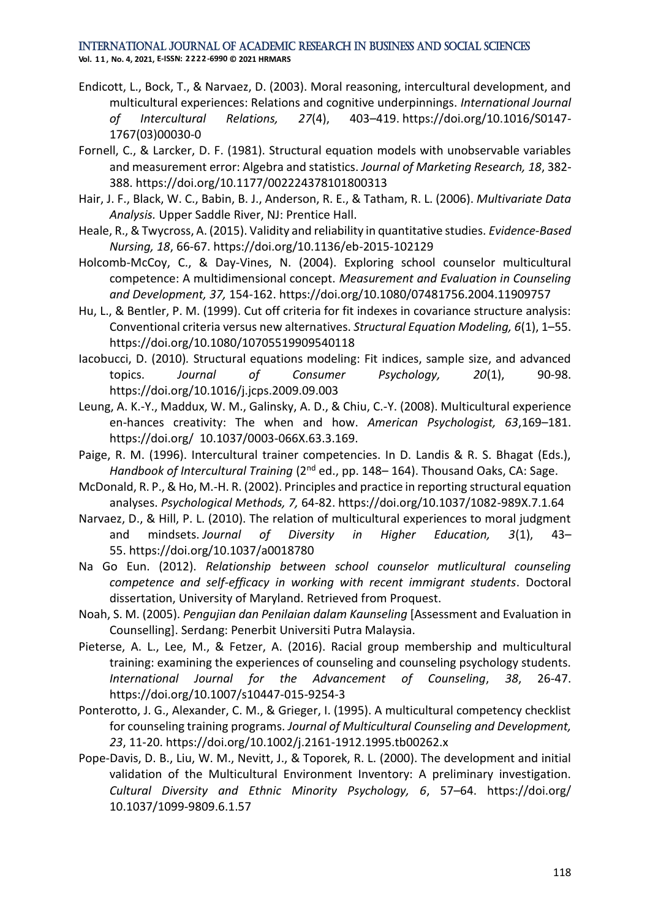Endicott, L., Bock, T., & Narvaez, D. (2003). Moral reasoning, intercultural development, and multicultural experiences: Relations and cognitive underpinnings. *International Journal of Intercultural Relations, 27*(4), 403–419. https://doi.org/10.1016/S0147-1767(03)00030-0

Fornell, C., & Larcker, D. F. (1981). Structural equation models with unobservable variables and measurement error: Algebra and statistics. *Journal of Marketing Research, 18*, 382-388. https://doi.org/10.1177/002224378101800313

Hair, J. F., Black, W. C., Babin, B. J., Anderson, R. E., & Tatham, R. L. (2006). *Multivariate Data Analysis.* Upper Saddle River, NJ: Prentice Hall.

Heale, R., & Twycross, A. (2015). Validity and reliability in quantitative studies. *Evidence-Based Nursing, 18*, 66-67. https://doi.org/10.1136/eb-2015-102129

Holcomb-McCoy, C., & Day-Vines, N. (2004). Exploring school counselor multicultural competence: A multidimensional concept. *Measurement and Evaluation in Counseling and Development, 37,* 154-162. https://doi.org/10.1080/07481756.2004.11909757

Hu, L., & Bentler, P. M. (1999). Cut off criteria for fit indexes in covariance structure analysis: Conventional criteria versus new alternatives. *Structural Equation Modeling, 6*(1), 1–55. https://doi.org/10.1080/10705519909540118

Iacobucci, D. (2010). Structural equations modeling: Fit indices, sample size, and advanced topics. *Journal of Consumer Psychology, 20*(1), 90-98. https://doi.org/10.1016/j.jcps.2009.09.003

Leung, A. K.-Y., Maddux, W. M., Galinsky, A. D., & Chiu, C.-Y. (2008). Multicultural experience en-hances creativity: The when and how. *American Psychologist, 63*,169–181. https://doi.org/ 10.1037/0003-066X.63.3.169.

Paige, R. M. (1996). Intercultural trainer competencies. In D. Landis & R. S. Bhagat (Eds.), *Handbook of Intercultural Training* (2nd ed., pp. 148– 164). Thousand Oaks, CA: Sage.

McDonald, R. P., & Ho, M.-H. R. (2002). Principles and practice in reporting structural equation analyses. *Psychological Methods, 7,* 64-82. https://doi.org/10.1037/1082-989X.7.1.64

Narvaez, D., & Hill, P. L. (2010). The relation of multicultural experiences to moral judgment and mindsets. *Journal of Diversity in Higher Education, 3*(1), 43–55. https://doi.org/10.1037/a0018780

Na Go Eun. (2012). *Relationship between school counselor mutlicultural counseling competence and self-efficacy in working with recent immigrant students*. Doctoral dissertation, University of Maryland. Retrieved from Proquest.

Noah, S. M. (2005). *Pengujian dan Penilaian dalam Kaunseling* [Assessment and Evaluation in Counselling]. Serdang: Penerbit Universiti Putra Malaysia.

Pieterse, A. L., Lee, M., & Fetzer, A. (2016). Racial group membership and multicultural training: examining the experiences of counseling and counseling psychology students. *International Journal for the Advancement of Counseling*, *38*, 26-47. https://doi.org/10.1007/s10447-015-9254-3

Ponterotto, J. G., Alexander, C. M., & Grieger, I. (1995). A multicultural competency checklist for counseling training programs. *Journal of Multicultural Counseling and Development, 23*, 11-20. https://doi.org/10.1002/j.2161-1912.1995.tb00262.x

Pope-Davis, D. B., Liu, W. M., Nevitt, J., & Toporek, R. L. (2000). The development and initial validation of the Multicultural Environment Inventory: A preliminary investigation. *Cultural Diversity and Ethnic Minority Psychology, 6*, 57–64. https://doi.org/ 10.1037/1099-9809.6.1.57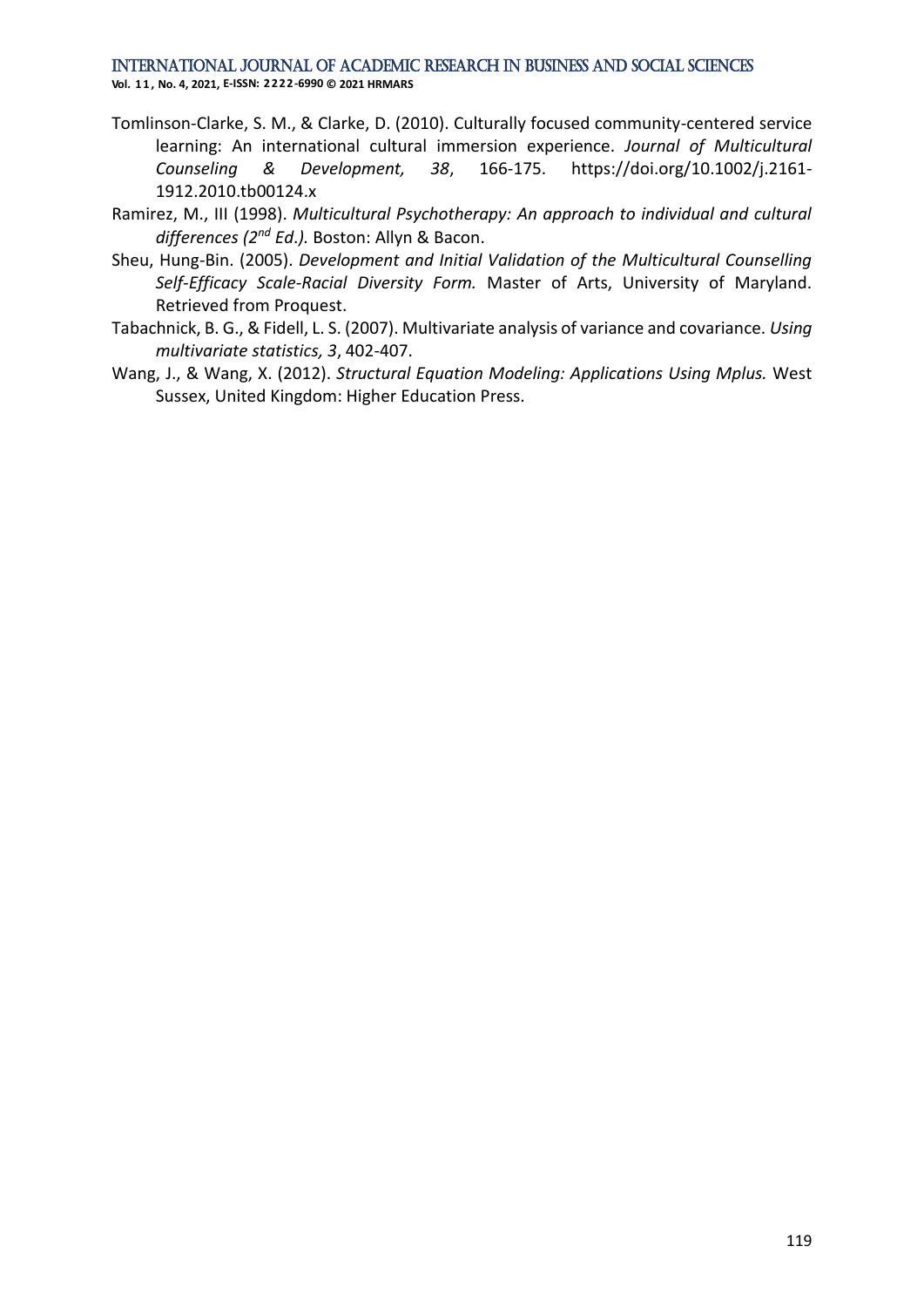Tomlinson-Clarke, S. M., & Clarke, D. (2010). Culturally focused community-centered service learning: An international cultural immersion experience. *Journal of Multicultural Counseling & Development, 38*, 166-175. https://doi.org/10.1002/j.2161-1912.2010.tb00124.x

Ramirez, M., III (1998). *Multicultural Psychotherapy: An approach to individual and cultural differences (2nd Ed.).* Boston: Allyn & Bacon.

Sheu, Hung-Bin. (2005). *Development and Initial Validation of the Multicultural Counselling Self-Efficacy Scale-Racial Diversity Form.* Master of Arts, University of Maryland. Retrieved from Proquest.

Tabachnick, B. G., & Fidell, L. S. (2007). Multivariate analysis of variance and covariance. *Using multivariate statistics, 3*, 402-407.

Wang, J., & Wang, X. (2012). *Structural Equation Modeling: Applications Using Mplus.* West Sussex, United Kingdom: Higher Education Press.